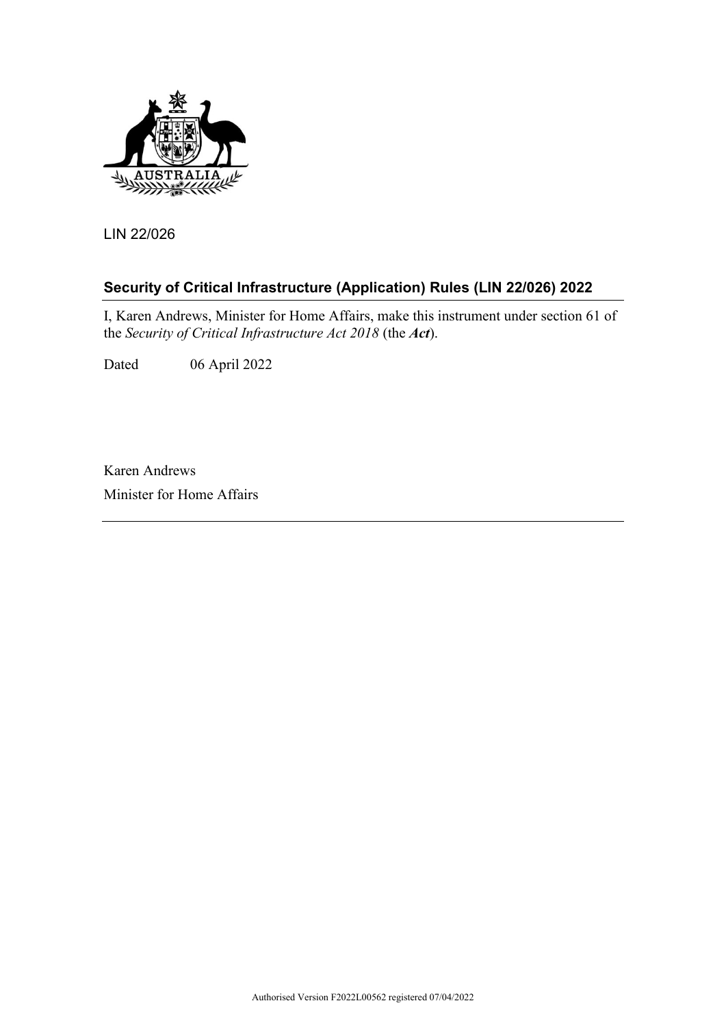LIN 22/026

## Security of Critical Infrastructure (Application) Rules (LIN 22/026) 2022

I, Karen Andrews, Minister for Home Affairs, make this instrument under section 61 of the *Security of Critical Infrastructure Act 2018* (the ***Act***).

Dated 06 April 2022

Karen Andrews

Minister for Home Affairs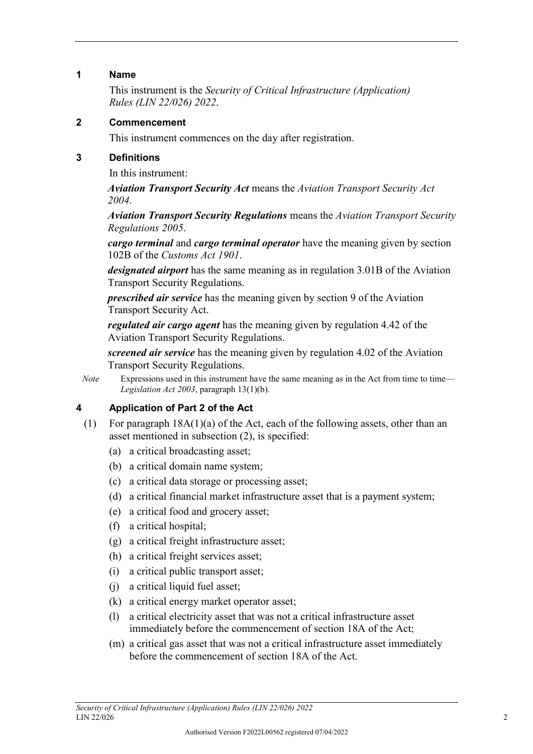## 1 Name

This instrument is the *Security of Critical Infrastructure (Application) Rules (LIN 22/026) 2022*.

## 2 Commencement

This instrument commences on the day after registration.

## 3 Definitions

In this instrument:

***Aviation Transport Security Act*** means the *Aviation Transport Security Act 2004*.

***Aviation Transport Security Regulations*** means the *Aviation Transport Security Regulations 2005*.

***cargo terminal*** and ***cargo terminal operator*** have the meaning given by section 102B of the *Customs Act 1901*.

***designated airport*** has the same meaning as in regulation 3.01B of the Aviation Transport Security Regulations.

***prescribed air service*** has the meaning given by section 9 of the Aviation Transport Security Act.

***regulated air cargo agent*** has the meaning given by regulation 4.42 of the Aviation Transport Security Regulations.

***screened air service*** has the meaning given by regulation 4.02 of the Aviation Transport Security Regulations.

*Note* Expressions used in this instrument have the same meaning as in the Act from time to time—*Legislation Act 2003*, paragraph 13(1)(b).

## 4 Application of Part 2 of the Act

(1) For paragraph 18A(1)(a) of the Act, each of the following assets, other than an asset mentioned in subsection (2), is specified:

(a) a critical broadcasting asset;

(b) a critical domain name system;

(c) a critical data storage or processing asset;

(d) a critical financial market infrastructure asset that is a payment system;

(e) a critical food and grocery asset;

(f) a critical hospital;

(g) a critical freight infrastructure asset;

(h) a critical freight services asset;

(i) a critical public transport asset;

(j) a critical liquid fuel asset;

(k) a critical energy market operator asset;

(l) a critical electricity asset that was not a critical infrastructure asset immediately before the commencement of section 18A of the Act;

(m) a critical gas asset that was not a critical infrastructure asset immediately before the commencement of section 18A of the Act.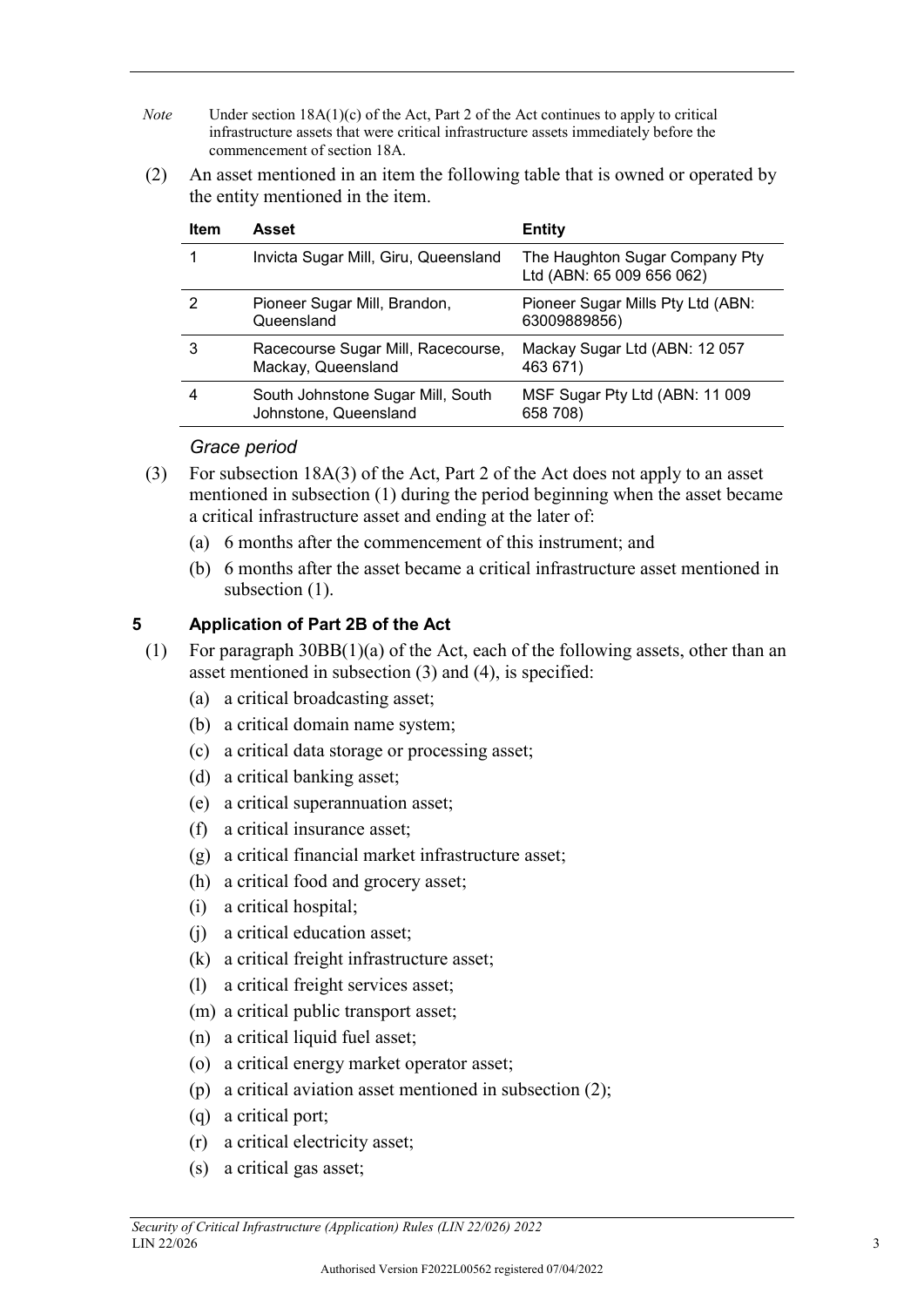*Note* Under section 18A(1)(c) of the Act, Part 2 of the Act continues to apply to critical infrastructure assets that were critical infrastructure assets immediately before the commencement of section 18A.

(2) An asset mentioned in an item the following table that is owned or operated by the entity mentioned in the item.

| Item | Asset | Entity |
|---|---|---|
| 1 | Invicta Sugar Mill, Giru, Queensland | The Haughton Sugar Company Pty Ltd (ABN: 65 009 656 062) |
| 2 | Pioneer Sugar Mill, Brandon, Queensland | Pioneer Sugar Mills Pty Ltd (ABN: 63009889856) |
| 3 | Racecourse Sugar Mill, Racecourse, Mackay, Queensland | Mackay Sugar Ltd (ABN: 12 057 463 671) |
| 4 | South Johnstone Sugar Mill, South Johnstone, Queensland | MSF Sugar Pty Ltd (ABN: 11 009 658 708) |

*Grace period*

(3) For subsection 18A(3) of the Act, Part 2 of the Act does not apply to an asset mentioned in subsection (1) during the period beginning when the asset became a critical infrastructure asset and ending at the later of:

(a) 6 months after the commencement of this instrument; and

(b) 6 months after the asset became a critical infrastructure asset mentioned in subsection (1).

## 5 Application of Part 2B of the Act

(1) For paragraph 30BB(1)(a) of the Act, each of the following assets, other than an asset mentioned in subsection (3) and (4), is specified:

(a) a critical broadcasting asset;

(b) a critical domain name system;

(c) a critical data storage or processing asset;

(d) a critical banking asset;

(e) a critical superannuation asset;

(f) a critical insurance asset;

(g) a critical financial market infrastructure asset;

(h) a critical food and grocery asset;

(i) a critical hospital;

(j) a critical education asset;

(k) a critical freight infrastructure asset;

(l) a critical freight services asset;

(m) a critical public transport asset;

(n) a critical liquid fuel asset;

(o) a critical energy market operator asset;

(p) a critical aviation asset mentioned in subsection (2);

(q) a critical port;

(r) a critical electricity asset;

(s) a critical gas asset;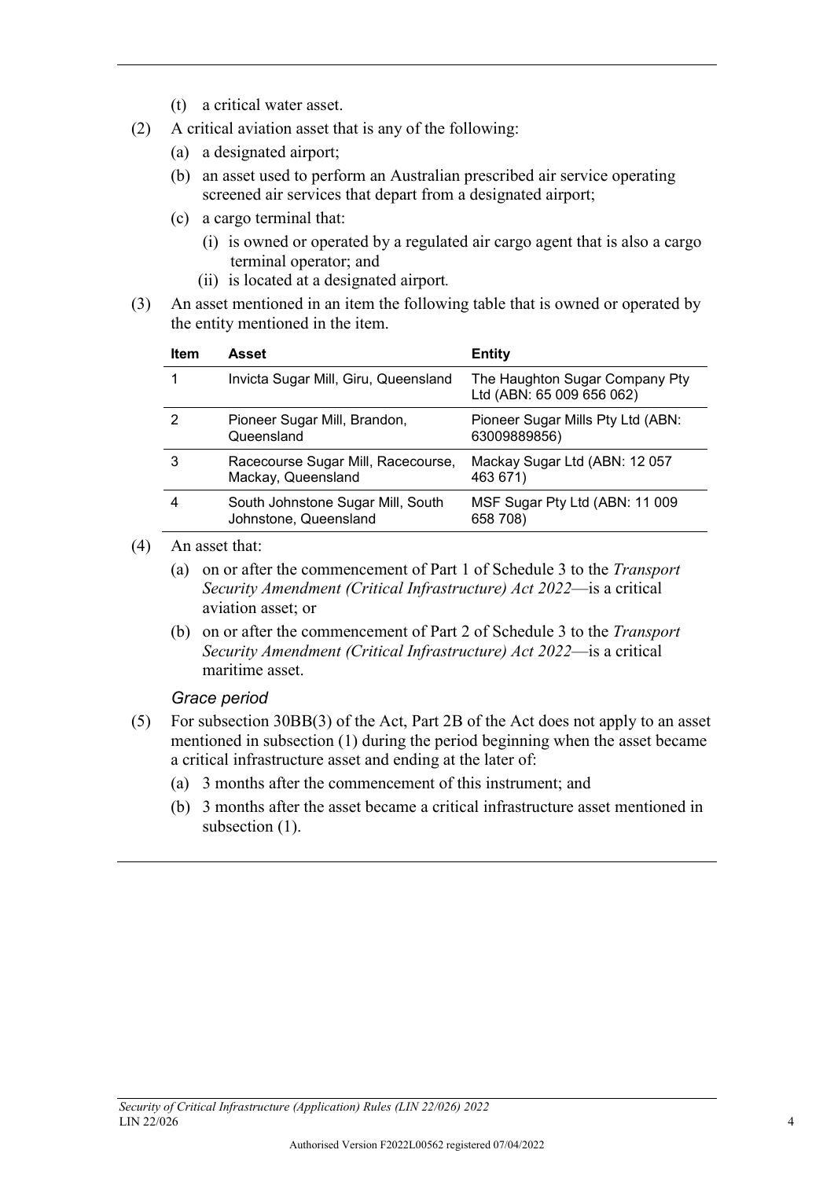(t) a critical water asset.

(2) A critical aviation asset that is any of the following:

(a) a designated airport;

(b) an asset used to perform an Australian prescribed air service operating screened air services that depart from a designated airport;

(c) a cargo terminal that:

(i) is owned or operated by a regulated air cargo agent that is also a cargo terminal operator; and

(ii) is located at a designated airport.

(3) An asset mentioned in an item the following table that is owned or operated by the entity mentioned in the item.

| Item | Asset | Entity |
|---|---|---|
| 1 | Invicta Sugar Mill, Giru, Queensland | The Haughton Sugar Company Pty Ltd (ABN: 65 009 656 062) |
| 2 | Pioneer Sugar Mill, Brandon, Queensland | Pioneer Sugar Mills Pty Ltd (ABN: 63009889856) |
| 3 | Racecourse Sugar Mill, Racecourse, Mackay, Queensland | Mackay Sugar Ltd (ABN: 12 057 463 671) |
| 4 | South Johnstone Sugar Mill, South Johnstone, Queensland | MSF Sugar Pty Ltd (ABN: 11 009 658 708) |

(4) An asset that:

(a) on or after the commencement of Part 1 of Schedule 3 to the *Transport Security Amendment (Critical Infrastructure) Act 2022*—is a critical aviation asset; or

(b) on or after the commencement of Part 2 of Schedule 3 to the *Transport Security Amendment (Critical Infrastructure) Act 2022*—is a critical maritime asset.

*Grace period*

(5) For subsection 30BB(3) of the Act, Part 2B of the Act does not apply to an asset mentioned in subsection (1) during the period beginning when the asset became a critical infrastructure asset and ending at the later of:

(a) 3 months after the commencement of this instrument; and

(b) 3 months after the asset became a critical infrastructure asset mentioned in subsection (1).